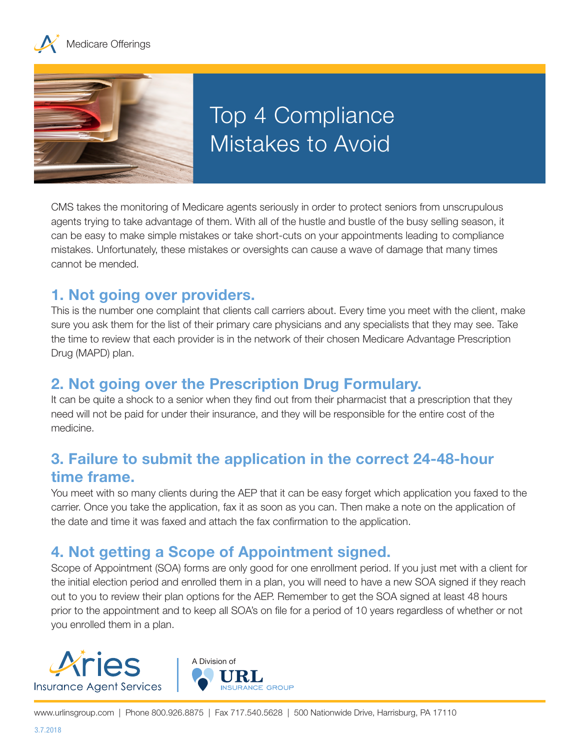Medicare Offerings

# Top 4 Compliance Mistakes to Avoid

CMS takes the monitoring of Medicare agents seriously in order to protect seniors from unscrupulous agents trying to take advantage of them. With all of the hustle and bustle of the busy selling season, it can be easy to make simple mistakes or take short-cuts on your appointments leading to compliance mistakes. Unfortunately, these mistakes or oversights can cause a wave of damage that many times cannot be mended.

## 1. Not going over providers.

This is the number one complaint that clients call carriers about. Every time you meet with the client, make sure you ask them for the list of their primary care physicians and any specialists that they may see. Take the time to review that each provider is in the network of their chosen Medicare Advantage Prescription Drug (MAPD) plan.

## 2. Not going over the Prescription Drug Formulary.

It can be quite a shock to a senior when they find out from their pharmacist that a prescription that they need will not be paid for under their insurance, and they will be responsible for the entire cost of the medicine.

## 3. Failure to submit the application in the correct 24-48-hour time frame.

You meet with so many clients during the AEP that it can be easy forget which application you faxed to the carrier. Once you take the application, fax it as soon as you can. Then make a note on the application of the date and time it was faxed and attach the fax confirmation to the application.

## 4. Not getting a Scope of Appointment signed.

Scope of Appointment (SOA) forms are only good for one enrollment period. If you just met with a client for the initial election period and enrolled them in a plan, you will need to have a new SOA signed if they reach out to you to review their plan options for the AEP. Remember to get the SOA signed at least 48 hours prior to the appointment and to keep all SOA's on file for a period of 10 years regardless of whether or not you enrolled them in a plan.

Aries Insurance Agent Services | A Division of URL Insurance Group

www.urlinsgroup.com | Phone 800.926.8875 | Fax 717.540.5628 | 500 Nationwide Drive, Harrisburg, PA 17110

3.7.2018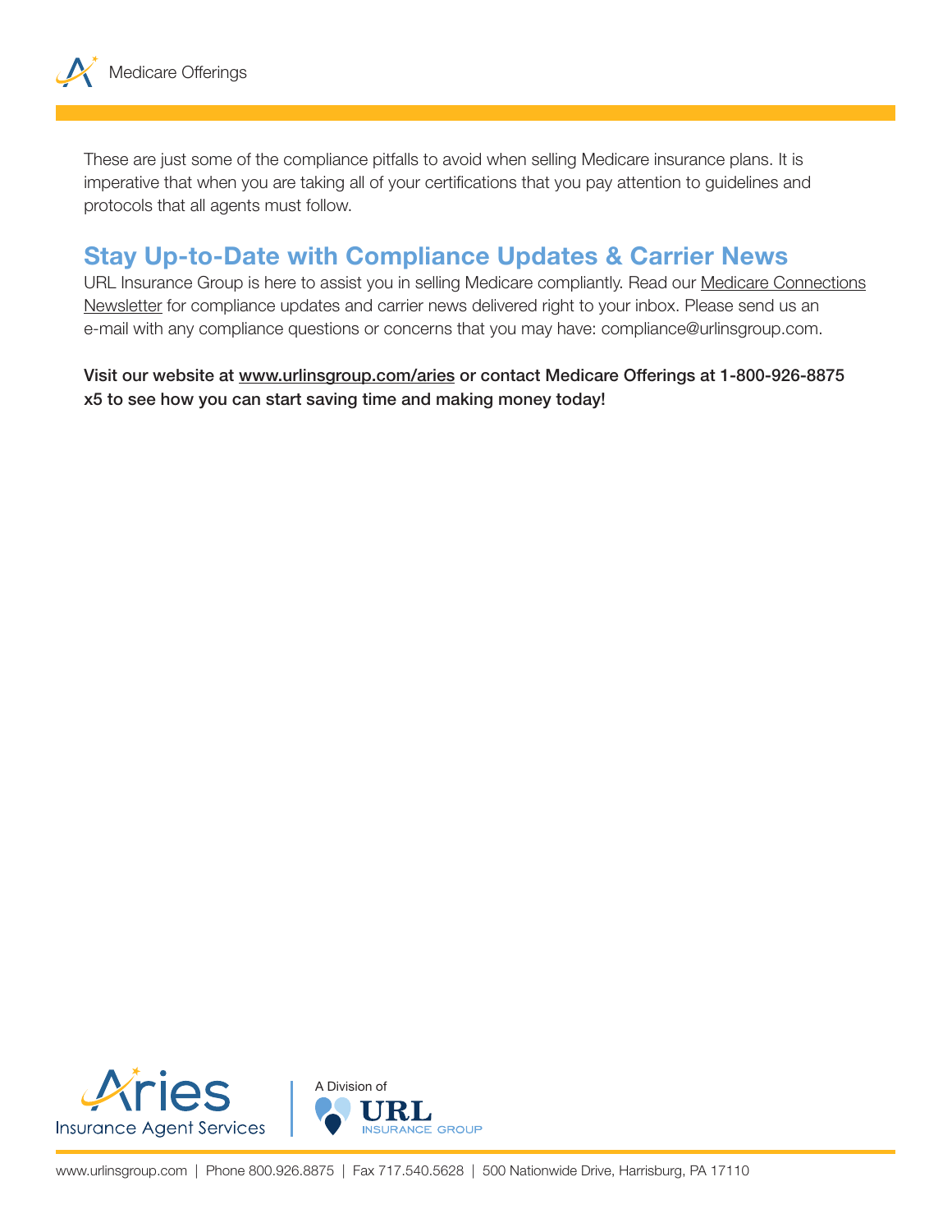These are just some of the compliance pitfalls to avoid when selling Medicare insurance plans. It is imperative that when you are taking all of your certifications that you pay attention to guidelines and protocols that all agents must follow.

## Stay Up-to-Date with Compliance Updates & Carrier News

URL Insurance Group is here to assist you in selling Medicare compliantly. Read our Medicare Connections Newsletter for compliance updates and carrier news delivered right to your inbox. Please send us an e-mail with any compliance questions or concerns that you may have: compliance@urlinsgroup.com.

**Visit our website at www.urlinsgroup.com/aries or contact Medicare Offerings at 1-800-926-8875 x5 to see how you can start saving time and making money today!**

Aries Insurance Agent Services | A Division of URL Insurance Group

www.urlinsgroup.com | Phone 800.926.8875 | Fax 717.540.5628 | 500 Nationwide Drive, Harrisburg, PA 17110